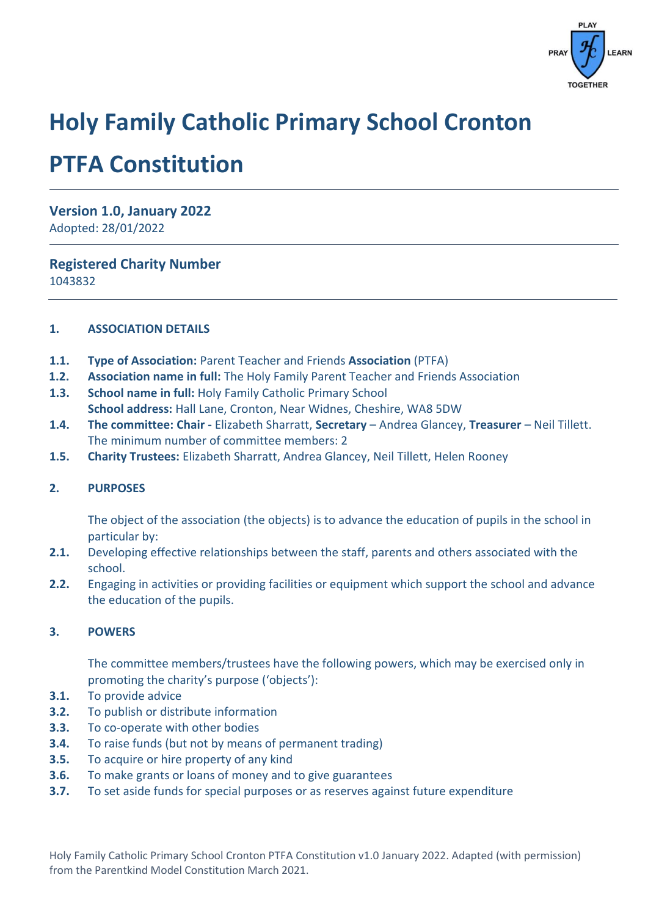# Holy Family Catholic Primary School Cronton

# PTFA Constitution

### Version 1.0, January 2022

Adopted: 28/01/2022

### Registered Charity Number

1043832

**1. ASSOCIATION DETAILS**

**1.1.** **Type of Association:** Parent Teacher and Friends **Association** (PTFA)

**1.2.** **Association name in full:** The Holy Family Parent Teacher and Friends Association

**1.3.** **School name in full:** Holy Family Catholic Primary School
**School address:** Hall Lane, Cronton, Near Widnes, Cheshire, WA8 5DW

**1.4.** **The committee: Chair -** Elizabeth Sharratt, **Secretary** – Andrea Glancey, **Treasurer** – Neil Tillett.
The minimum number of committee members: 2

**1.5.** **Charity Trustees:** Elizabeth Sharratt, Andrea Glancey, Neil Tillett, Helen Rooney

**2. PURPOSES**

The object of the association (the objects) is to advance the education of pupils in the school in particular by:

**2.1.** Developing effective relationships between the staff, parents and others associated with the school.

**2.2.** Engaging in activities or providing facilities or equipment which support the school and advance the education of the pupils.

**3. POWERS**

The committee members/trustees have the following powers, which may be exercised only in promoting the charity's purpose ('objects'):

**3.1.** To provide advice

**3.2.** To publish or distribute information

**3.3.** To co-operate with other bodies

**3.4.** To raise funds (but not by means of permanent trading)

**3.5.** To acquire or hire property of any kind

**3.6.** To make grants or loans of money and to give guarantees

**3.7.** To set aside funds for special purposes or as reserves against future expenditure

Holy Family Catholic Primary School Cronton PTFA Constitution v1.0 January 2022. Adapted (with permission) from the Parentkind Model Constitution March 2021.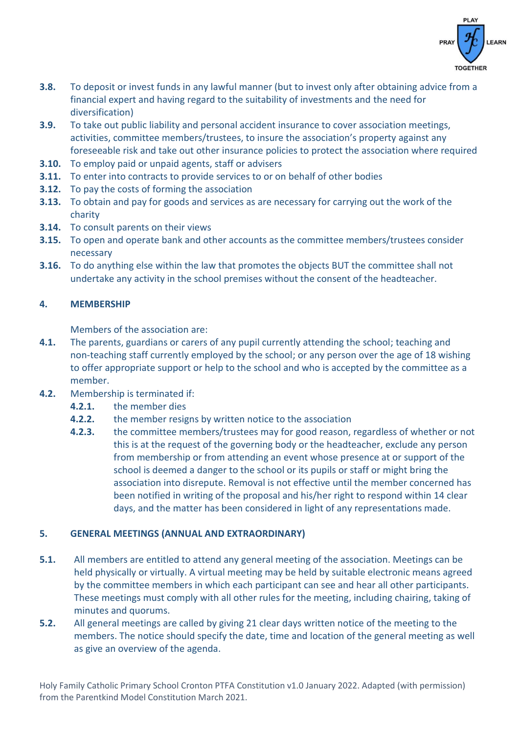**3.8.** To deposit or invest funds in any lawful manner (but to invest only after obtaining advice from a financial expert and having regard to the suitability of investments and the need for diversification)

**3.9.** To take out public liability and personal accident insurance to cover association meetings, activities, committee members/trustees, to insure the association's property against any foreseeable risk and take out other insurance policies to protect the association where required

**3.10.** To employ paid or unpaid agents, staff or advisers

**3.11.** To enter into contracts to provide services to or on behalf of other bodies

**3.12.** To pay the costs of forming the association

**3.13.** To obtain and pay for goods and services as are necessary for carrying out the work of the charity

**3.14.** To consult parents on their views

**3.15.** To open and operate bank and other accounts as the committee members/trustees consider necessary

**3.16.** To do anything else within the law that promotes the objects BUT the committee shall not undertake any activity in the school premises without the consent of the headteacher.

## 4. MEMBERSHIP

Members of the association are:

**4.1.** The parents, guardians or carers of any pupil currently attending the school; teaching and non-teaching staff currently employed by the school; or any person over the age of 18 wishing to offer appropriate support or help to the school and who is accepted by the committee as a member.

**4.2.** Membership is terminated if:

- **4.2.1.** the member dies
- **4.2.2.** the member resigns by written notice to the association
- **4.2.3.** the committee members/trustees may for good reason, regardless of whether or not this is at the request of the governing body or the headteacher, exclude any person from membership or from attending an event whose presence at or support of the school is deemed a danger to the school or its pupils or staff or might bring the association into disrepute. Removal is not effective until the member concerned has been notified in writing of the proposal and his/her right to respond within 14 clear days, and the matter has been considered in light of any representations made.

## 5. GENERAL MEETINGS (ANNUAL AND EXTRAORDINARY)

**5.1.** All members are entitled to attend any general meeting of the association. Meetings can be held physically or virtually. A virtual meeting may be held by suitable electronic means agreed by the committee members in which each participant can see and hear all other participants. These meetings must comply with all other rules for the meeting, including chairing, taking of minutes and quorums.

**5.2.** All general meetings are called by giving 21 clear days written notice of the meeting to the members. The notice should specify the date, time and location of the general meeting as well as give an overview of the agenda.

Holy Family Catholic Primary School Cronton PTFA Constitution v1.0 January 2022. Adapted (with permission) from the Parentkind Model Constitution March 2021.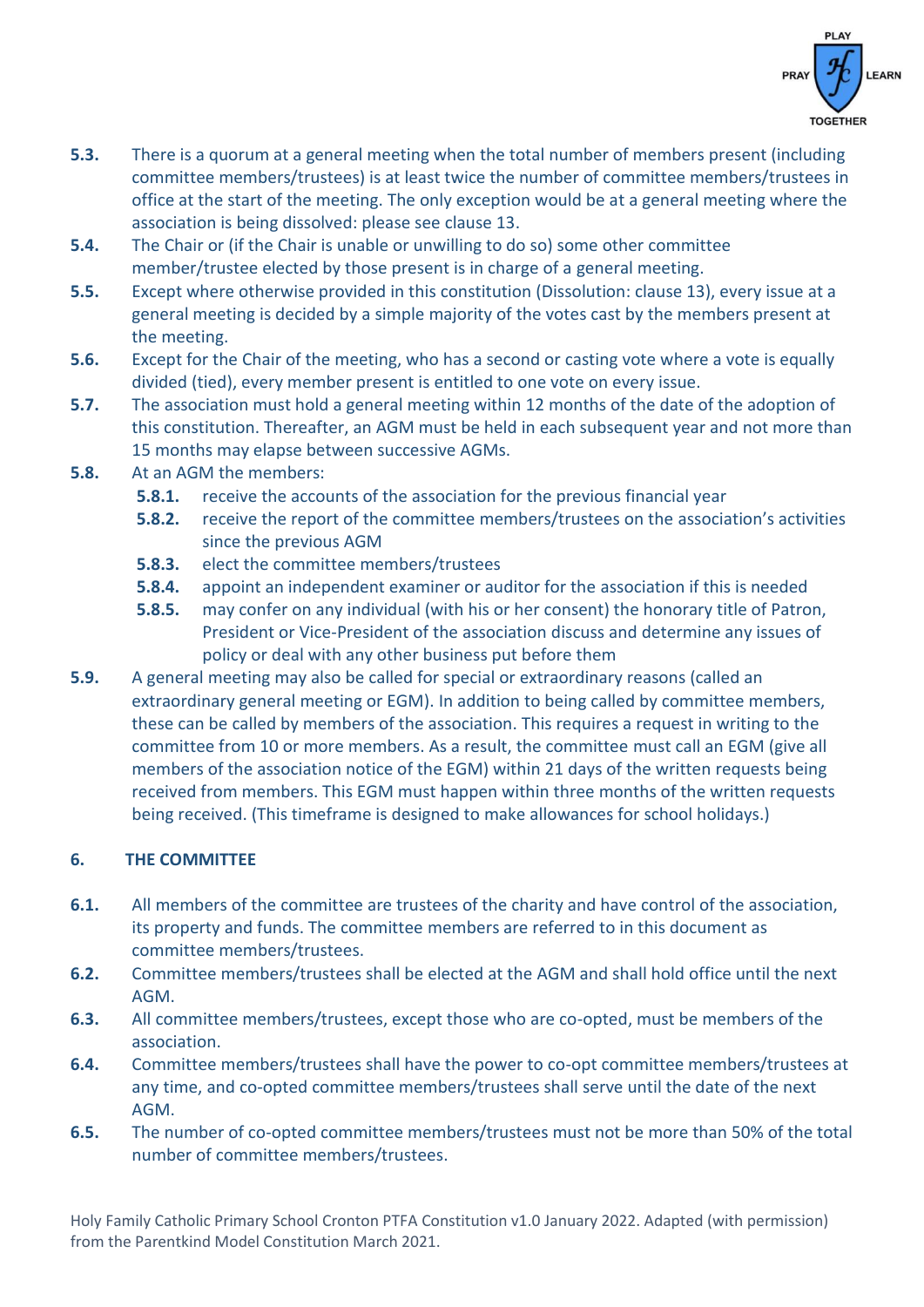**5.3.** There is a quorum at a general meeting when the total number of members present (including committee members/trustees) is at least twice the number of committee members/trustees in office at the start of the meeting. The only exception would be at a general meeting where the association is being dissolved: please see clause 13.

**5.4.** The Chair or (if the Chair is unable or unwilling to do so) some other committee member/trustee elected by those present is in charge of a general meeting.

**5.5.** Except where otherwise provided in this constitution (Dissolution: clause 13), every issue at a general meeting is decided by a simple majority of the votes cast by the members present at the meeting.

**5.6.** Except for the Chair of the meeting, who has a second or casting vote where a vote is equally divided (tied), every member present is entitled to one vote on every issue.

**5.7.** The association must hold a general meeting within 12 months of the date of the adoption of this constitution. Thereafter, an AGM must be held in each subsequent year and not more than 15 months may elapse between successive AGMs.

**5.8.** At an AGM the members:

- **5.8.1.** receive the accounts of the association for the previous financial year
- **5.8.2.** receive the report of the committee members/trustees on the association's activities since the previous AGM
- **5.8.3.** elect the committee members/trustees
- **5.8.4.** appoint an independent examiner or auditor for the association if this is needed
- **5.8.5.** may confer on any individual (with his or her consent) the honorary title of Patron, President or Vice-President of the association discuss and determine any issues of policy or deal with any other business put before them

**5.9.** A general meeting may also be called for special or extraordinary reasons (called an extraordinary general meeting or EGM). In addition to being called by committee members, these can be called by members of the association. This requires a request in writing to the committee from 10 or more members. As a result, the committee must call an EGM (give all members of the association notice of the EGM) within 21 days of the written requests being received from members. This EGM must happen within three months of the written requests being received. (This timeframe is designed to make allowances for school holidays.)

## 6. THE COMMITTEE

**6.1.** All members of the committee are trustees of the charity and have control of the association, its property and funds. The committee members are referred to in this document as committee members/trustees.

**6.2.** Committee members/trustees shall be elected at the AGM and shall hold office until the next AGM.

**6.3.** All committee members/trustees, except those who are co-opted, must be members of the association.

**6.4.** Committee members/trustees shall have the power to co-opt committee members/trustees at any time, and co-opted committee members/trustees shall serve until the date of the next AGM.

**6.5.** The number of co-opted committee members/trustees must not be more than 50% of the total number of committee members/trustees.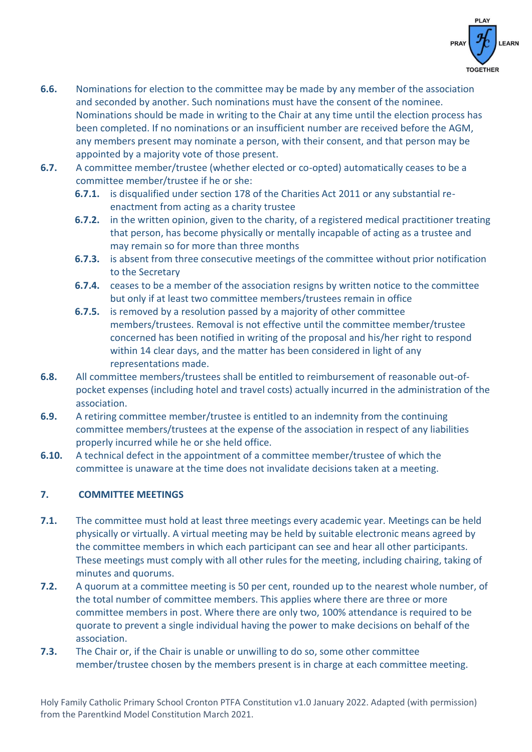**6.6.** Nominations for election to the committee may be made by any member of the association and seconded by another. Such nominations must have the consent of the nominee. Nominations should be made in writing to the Chair at any time until the election process has been completed. If no nominations or an insufficient number are received before the AGM, any members present may nominate a person, with their consent, and that person may be appointed by a majority vote of those present.

**6.7.** A committee member/trustee (whether elected or co-opted) automatically ceases to be a committee member/trustee if he or she:

- **6.7.1.** is disqualified under section 178 of the Charities Act 2011 or any substantial re-enactment from acting as a charity trustee
- **6.7.2.** in the written opinion, given to the charity, of a registered medical practitioner treating that person, has become physically or mentally incapable of acting as a trustee and may remain so for more than three months
- **6.7.3.** is absent from three consecutive meetings of the committee without prior notification to the Secretary
- **6.7.4.** ceases to be a member of the association resigns by written notice to the committee but only if at least two committee members/trustees remain in office
- **6.7.5.** is removed by a resolution passed by a majority of other committee members/trustees. Removal is not effective until the committee member/trustee concerned has been notified in writing of the proposal and his/her right to respond within 14 clear days, and the matter has been considered in light of any representations made.

**6.8.** All committee members/trustees shall be entitled to reimbursement of reasonable out-of-pocket expenses (including hotel and travel costs) actually incurred in the administration of the association.

**6.9.** A retiring committee member/trustee is entitled to an indemnity from the continuing committee members/trustees at the expense of the association in respect of any liabilities properly incurred while he or she held office.

**6.10.** A technical defect in the appointment of a committee member/trustee of which the committee is unaware at the time does not invalidate decisions taken at a meeting.

## 7. COMMITTEE MEETINGS

**7.1.** The committee must hold at least three meetings every academic year. Meetings can be held physically or virtually. A virtual meeting may be held by suitable electronic means agreed by the committee members in which each participant can see and hear all other participants. These meetings must comply with all other rules for the meeting, including chairing, taking of minutes and quorums.

**7.2.** A quorum at a committee meeting is 50 per cent, rounded up to the nearest whole number, of the total number of committee members. This applies where there are three or more committee members in post. Where there are only two, 100% attendance is required to be quorate to prevent a single individual having the power to make decisions on behalf of the association.

**7.3.** The Chair or, if the Chair is unable or unwilling to do so, some other committee member/trustee chosen by the members present is in charge at each committee meeting.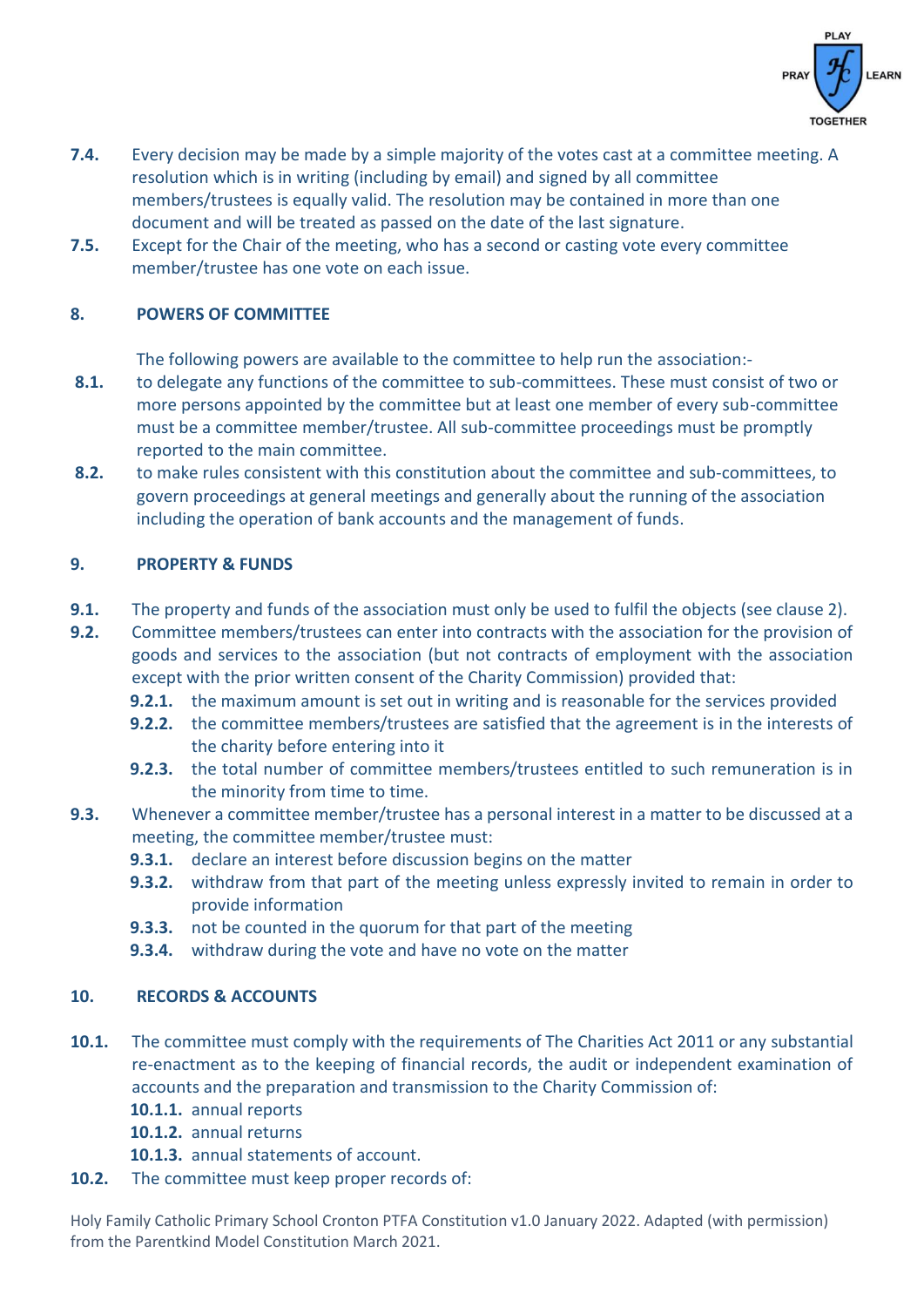**7.4.** Every decision may be made by a simple majority of the votes cast at a committee meeting. A resolution which is in writing (including by email) and signed by all committee members/trustees is equally valid. The resolution may be contained in more than one document and will be treated as passed on the date of the last signature.

**7.5.** Except for the Chair of the meeting, who has a second or casting vote every committee member/trustee has one vote on each issue.

## 8. POWERS OF COMMITTEE

The following powers are available to the committee to help run the association:-

**8.1.** to delegate any functions of the committee to sub-committees. These must consist of two or more persons appointed by the committee but at least one member of every sub-committee must be a committee member/trustee. All sub-committee proceedings must be promptly reported to the main committee.

**8.2.** to make rules consistent with this constitution about the committee and sub-committees, to govern proceedings at general meetings and generally about the running of the association including the operation of bank accounts and the management of funds.

## 9. PROPERTY & FUNDS

**9.1.** The property and funds of the association must only be used to fulfil the objects (see clause 2).

**9.2.** Committee members/trustees can enter into contracts with the association for the provision of goods and services to the association (but not contracts of employment with the association except with the prior written consent of the Charity Commission) provided that:

- **9.2.1.** the maximum amount is set out in writing and is reasonable for the services provided
- **9.2.2.** the committee members/trustees are satisfied that the agreement is in the interests of the charity before entering into it
- **9.2.3.** the total number of committee members/trustees entitled to such remuneration is in the minority from time to time.

**9.3.** Whenever a committee member/trustee has a personal interest in a matter to be discussed at a meeting, the committee member/trustee must:

- **9.3.1.** declare an interest before discussion begins on the matter
- **9.3.2.** withdraw from that part of the meeting unless expressly invited to remain in order to provide information
- **9.3.3.** not be counted in the quorum for that part of the meeting
- **9.3.4.** withdraw during the vote and have no vote on the matter

## 10. RECORDS & ACCOUNTS

**10.1.** The committee must comply with the requirements of The Charities Act 2011 or any substantial re-enactment as to the keeping of financial records, the audit or independent examination of accounts and the preparation and transmission to the Charity Commission of:

- **10.1.1.** annual reports
- **10.1.2.** annual returns
- **10.1.3.** annual statements of account.

**10.2.** The committee must keep proper records of: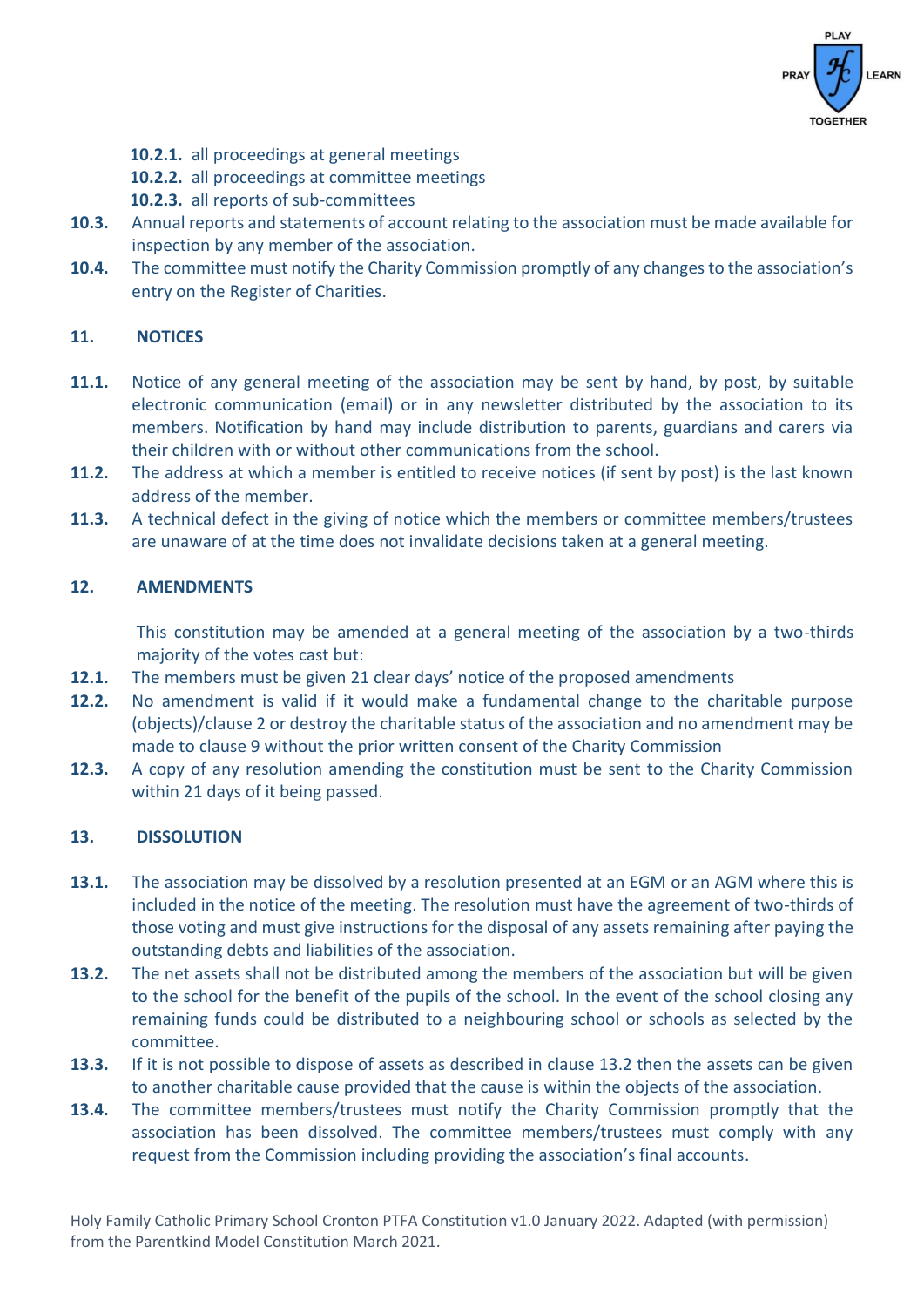**10.2.1.** all proceedings at general meetings

**10.2.2.** all proceedings at committee meetings

**10.2.3.** all reports of sub-committees

**10.3.** Annual reports and statements of account relating to the association must be made available for inspection by any member of the association.

**10.4.** The committee must notify the Charity Commission promptly of any changes to the association's entry on the Register of Charities.

## 11. NOTICES

**11.1.** Notice of any general meeting of the association may be sent by hand, by post, by suitable electronic communication (email) or in any newsletter distributed by the association to its members. Notification by hand may include distribution to parents, guardians and carers via their children with or without other communications from the school.

**11.2.** The address at which a member is entitled to receive notices (if sent by post) is the last known address of the member.

**11.3.** A technical defect in the giving of notice which the members or committee members/trustees are unaware of at the time does not invalidate decisions taken at a general meeting.

## 12. AMENDMENTS

This constitution may be amended at a general meeting of the association by a two-thirds majority of the votes cast but:

**12.1.** The members must be given 21 clear days' notice of the proposed amendments

**12.2.** No amendment is valid if it would make a fundamental change to the charitable purpose (objects)/clause 2 or destroy the charitable status of the association and no amendment may be made to clause 9 without the prior written consent of the Charity Commission

**12.3.** A copy of any resolution amending the constitution must be sent to the Charity Commission within 21 days of it being passed.

## 13. DISSOLUTION

**13.1.** The association may be dissolved by a resolution presented at an EGM or an AGM where this is included in the notice of the meeting. The resolution must have the agreement of two-thirds of those voting and must give instructions for the disposal of any assets remaining after paying the outstanding debts and liabilities of the association.

**13.2.** The net assets shall not be distributed among the members of the association but will be given to the school for the benefit of the pupils of the school. In the event of the school closing any remaining funds could be distributed to a neighbouring school or schools as selected by the committee.

**13.3.** If it is not possible to dispose of assets as described in clause 13.2 then the assets can be given to another charitable cause provided that the cause is within the objects of the association.

**13.4.** The committee members/trustees must notify the Charity Commission promptly that the association has been dissolved. The committee members/trustees must comply with any request from the Commission including providing the association's final accounts.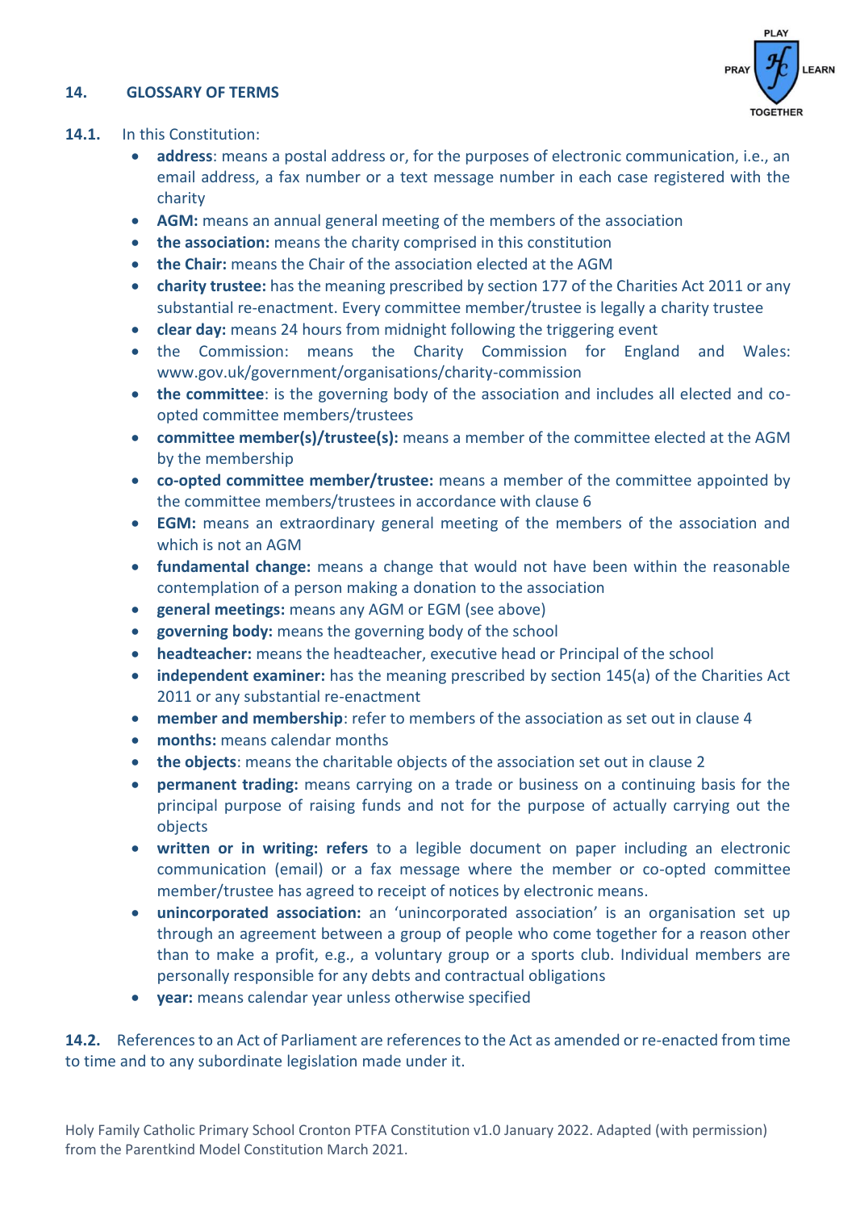## 14. GLOSSARY OF TERMS

**14.1.** In this Constitution:

- **address**: means a postal address or, for the purposes of electronic communication, i.e., an email address, a fax number or a text message number in each case registered with the charity
- **AGM:** means an annual general meeting of the members of the association
- **the association:** means the charity comprised in this constitution
- **the Chair:** means the Chair of the association elected at the AGM
- **charity trustee:** has the meaning prescribed by section 177 of the Charities Act 2011 or any substantial re-enactment. Every committee member/trustee is legally a charity trustee
- **clear day:** means 24 hours from midnight following the triggering event
- the Commission: means the Charity Commission for England and Wales: www.gov.uk/government/organisations/charity-commission
- **the committee**: is the governing body of the association and includes all elected and co-opted committee members/trustees
- **committee member(s)/trustee(s):** means a member of the committee elected at the AGM by the membership
- **co-opted committee member/trustee:** means a member of the committee appointed by the committee members/trustees in accordance with clause 6
- **EGM:** means an extraordinary general meeting of the members of the association and which is not an AGM
- **fundamental change:** means a change that would not have been within the reasonable contemplation of a person making a donation to the association
- **general meetings:** means any AGM or EGM (see above)
- **governing body:** means the governing body of the school
- **headteacher:** means the headteacher, executive head or Principal of the school
- **independent examiner:** has the meaning prescribed by section 145(a) of the Charities Act 2011 or any substantial re-enactment
- **member and membership**: refer to members of the association as set out in clause 4
- **months:** means calendar months
- **the objects**: means the charitable objects of the association set out in clause 2
- **permanent trading:** means carrying on a trade or business on a continuing basis for the principal purpose of raising funds and not for the purpose of actually carrying out the objects
- **written or in writing: refers** to a legible document on paper including an electronic communication (email) or a fax message where the member or co-opted committee member/trustee has agreed to receipt of notices by electronic means.
- **unincorporated association:** an 'unincorporated association' is an organisation set up through an agreement between a group of people who come together for a reason other than to make a profit, e.g., a voluntary group or a sports club. Individual members are personally responsible for any debts and contractual obligations
- **year:** means calendar year unless otherwise specified

**14.2.** References to an Act of Parliament are references to the Act as amended or re-enacted from time to time and to any subordinate legislation made under it.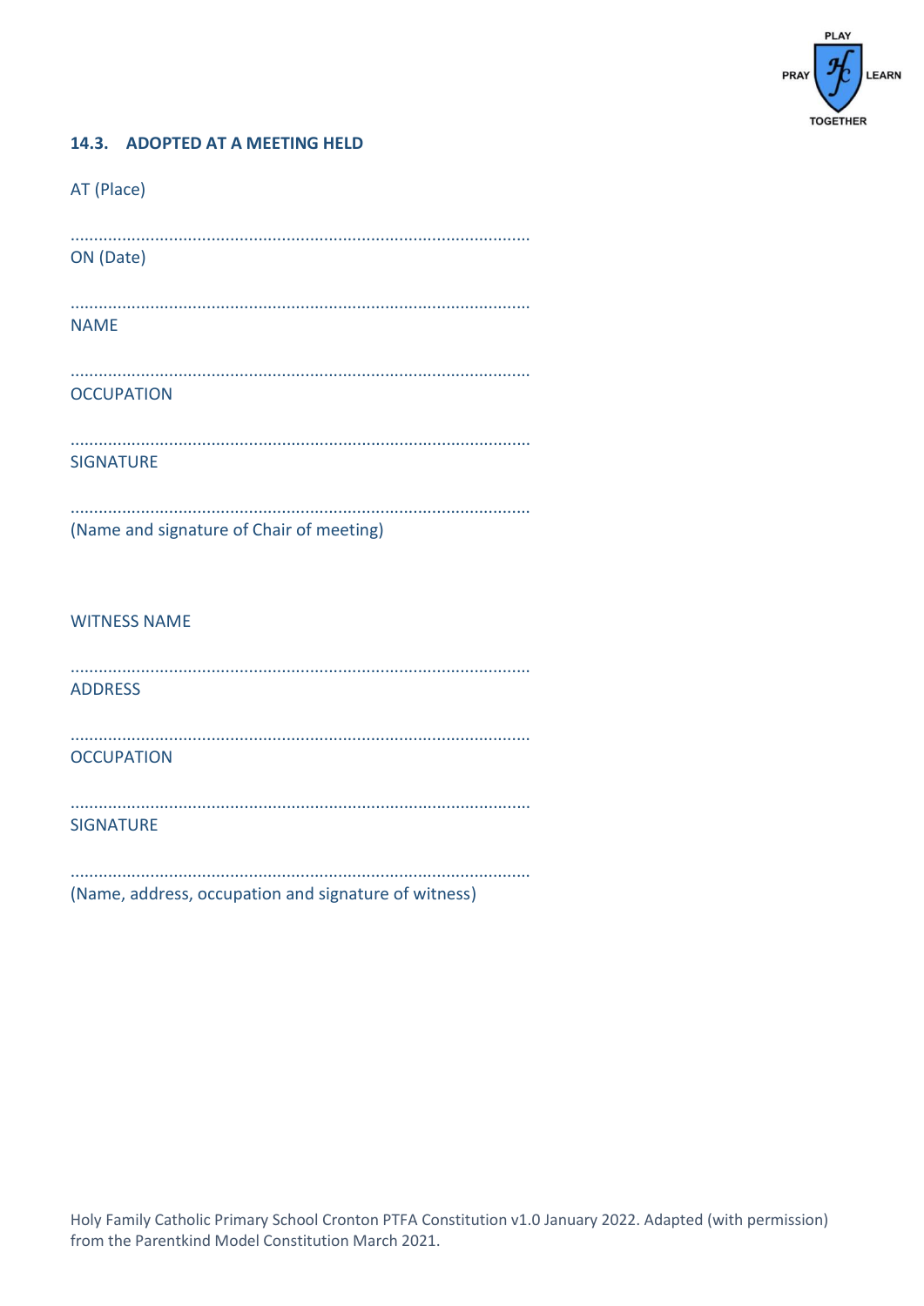### 14.3. ADOPTED AT A MEETING HELD

AT (Place)

………………………………………………………………………………………

ON (Date)

………………………………………………………………………………………

NAME

………………………………………………………………………………………

OCCUPATION

………………………………………………………………………………………

SIGNATURE

………………………………………………………………………………………

(Name and signature of Chair of meeting)

WITNESS NAME

………………………………………………………………………………………

ADDRESS

………………………………………………………………………………………

OCCUPATION

………………………………………………………………………………………

SIGNATURE

………………………………………………………………………………………

(Name, address, occupation and signature of witness)

Holy Family Catholic Primary School Cronton PTFA Constitution v1.0 January 2022. Adapted (with permission) from the Parentkind Model Constitution March 2021.